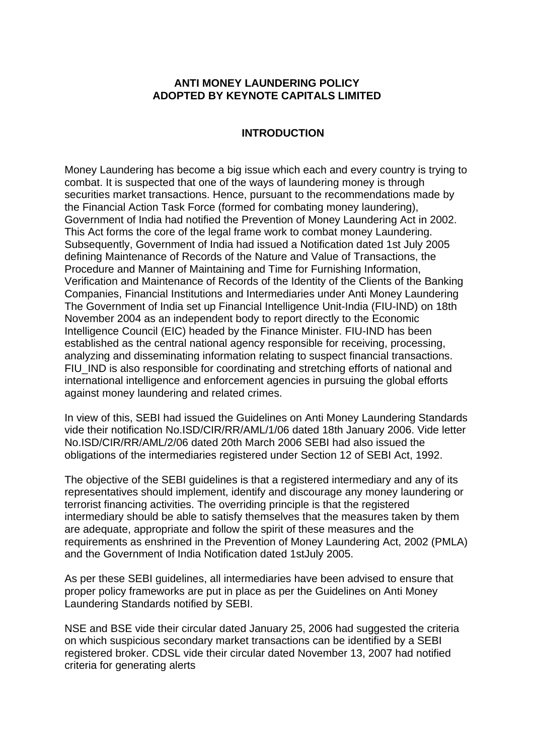# ANTI MONEY LAUNDERING POLICY
# ADOPTED BY KEYNOTE CAPITALS LIMITED

## INTRODUCTION

Money Laundering has become a big issue which each and every country is trying to combat. It is suspected that one of the ways of laundering money is through securities market transactions. Hence, pursuant to the recommendations made by the Financial Action Task Force (formed for combating money laundering), Government of India had notified the Prevention of Money Laundering Act in 2002. This Act forms the core of the legal frame work to combat money Laundering. Subsequently, Government of India had issued a Notification dated 1st July 2005 defining Maintenance of Records of the Nature and Value of Transactions, the Procedure and Manner of Maintaining and Time for Furnishing Information, Verification and Maintenance of Records of the Identity of the Clients of the Banking Companies, Financial Institutions and Intermediaries under Anti Money Laundering The Government of India set up Financial Intelligence Unit-India (FIU-IND) on 18th November 2004 as an independent body to report directly to the Economic Intelligence Council (EIC) headed by the Finance Minister. FIU-IND has been established as the central national agency responsible for receiving, processing, analyzing and disseminating information relating to suspect financial transactions. FIU_IND is also responsible for coordinating and stretching efforts of national and international intelligence and enforcement agencies in pursuing the global efforts against money laundering and related crimes.

In view of this, SEBI had issued the Guidelines on Anti Money Laundering Standards vide their notification No.ISD/CIR/RR/AML/1/06 dated 18th January 2006. Vide letter No.ISD/CIR/RR/AML/2/06 dated 20th March 2006 SEBI had also issued the obligations of the intermediaries registered under Section 12 of SEBI Act, 1992.

The objective of the SEBI guidelines is that a registered intermediary and any of its representatives should implement, identify and discourage any money laundering or terrorist financing activities. The overriding principle is that the registered intermediary should be able to satisfy themselves that the measures taken by them are adequate, appropriate and follow the spirit of these measures and the requirements as enshrined in the Prevention of Money Laundering Act, 2002 (PMLA) and the Government of India Notification dated 1stJuly 2005.

As per these SEBI guidelines, all intermediaries have been advised to ensure that proper policy frameworks are put in place as per the Guidelines on Anti Money Laundering Standards notified by SEBI.

NSE and BSE vide their circular dated January 25, 2006 had suggested the criteria on which suspicious secondary market transactions can be identified by a SEBI registered broker. CDSL vide their circular dated November 13, 2007 had notified criteria for generating alerts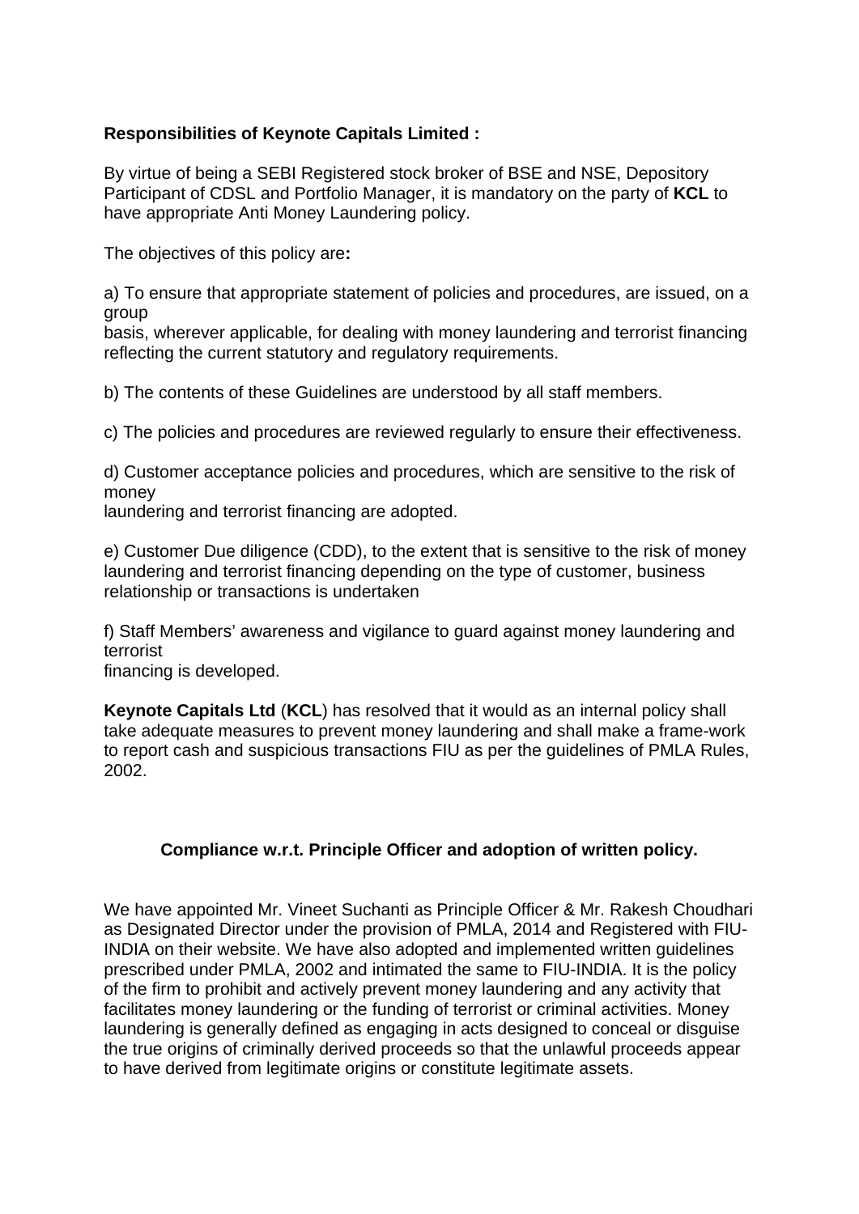**Responsibilities of Keynote Capitals Limited :**

By virtue of being a SEBI Registered stock broker of BSE and NSE, Depository Participant of CDSL and Portfolio Manager, it is mandatory on the party of **KCL** to have appropriate Anti Money Laundering policy.

The objectives of this policy are**:**

a) To ensure that appropriate statement of policies and procedures, are issued, on a group basis, wherever applicable, for dealing with money laundering and terrorist financing reflecting the current statutory and regulatory requirements.

b) The contents of these Guidelines are understood by all staff members.

c) The policies and procedures are reviewed regularly to ensure their effectiveness.

d) Customer acceptance policies and procedures, which are sensitive to the risk of money laundering and terrorist financing are adopted.

e) Customer Due diligence (CDD), to the extent that is sensitive to the risk of money laundering and terrorist financing depending on the type of customer, business relationship or transactions is undertaken

f) Staff Members' awareness and vigilance to guard against money laundering and terrorist financing is developed.

**Keynote Capitals Ltd** (**KCL**) has resolved that it would as an internal policy shall take adequate measures to prevent money laundering and shall make a frame-work to report cash and suspicious transactions FIU as per the guidelines of PMLA Rules, 2002.

**Compliance w.r.t. Principle Officer and adoption of written policy.**

We have appointed Mr. Vineet Suchanti as Principle Officer & Mr. Rakesh Choudhari as Designated Director under the provision of PMLA, 2014 and Registered with FIU-INDIA on their website. We have also adopted and implemented written guidelines prescribed under PMLA, 2002 and intimated the same to FIU-INDIA. It is the policy of the firm to prohibit and actively prevent money laundering and any activity that facilitates money laundering or the funding of terrorist or criminal activities. Money laundering is generally defined as engaging in acts designed to conceal or disguise the true origins of criminally derived proceeds so that the unlawful proceeds appear to have derived from legitimate origins or constitute legitimate assets.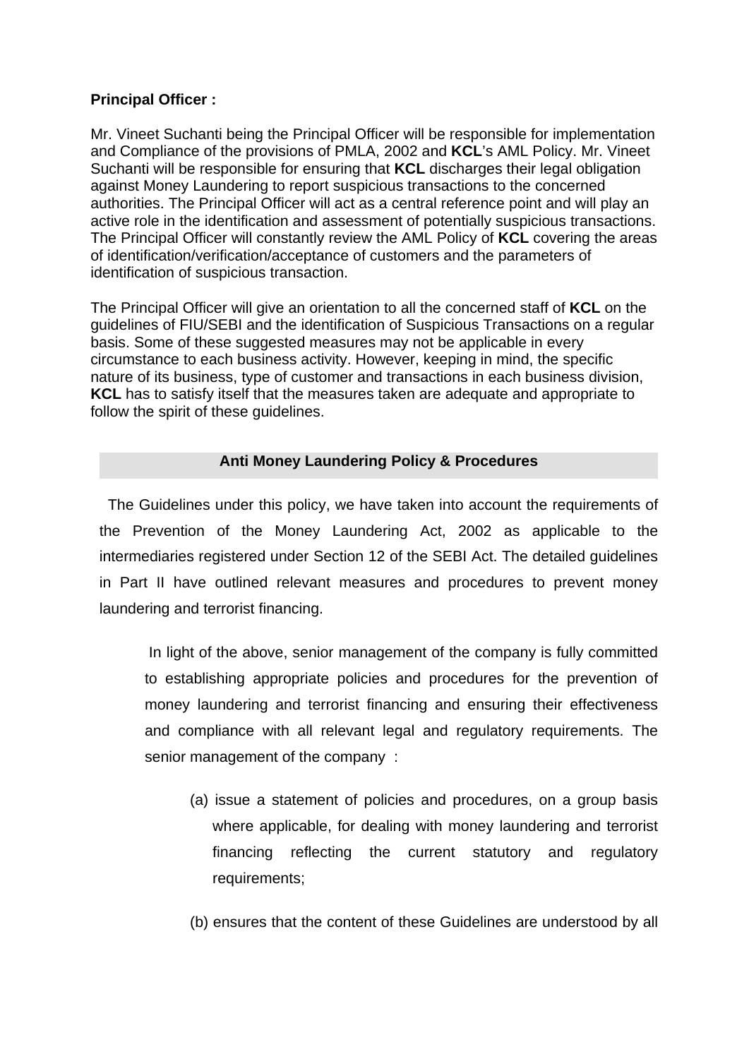**Principal Officer :**

Mr. Vineet Suchanti being the Principal Officer will be responsible for implementation and Compliance of the provisions of PMLA, 2002 and **KCL**'s AML Policy. Mr. Vineet Suchanti will be responsible for ensuring that **KCL** discharges their legal obligation against Money Laundering to report suspicious transactions to the concerned authorities. The Principal Officer will act as a central reference point and will play an active role in the identification and assessment of potentially suspicious transactions. The Principal Officer will constantly review the AML Policy of **KCL** covering the areas of identification/verification/acceptance of customers and the parameters of identification of suspicious transaction.

The Principal Officer will give an orientation to all the concerned staff of **KCL** on the guidelines of FIU/SEBI and the identification of Suspicious Transactions on a regular basis. Some of these suggested measures may not be applicable in every circumstance to each business activity. However, keeping in mind, the specific nature of its business, type of customer and transactions in each business division, **KCL** has to satisfy itself that the measures taken are adequate and appropriate to follow the spirit of these guidelines.

## Anti Money Laundering Policy & Procedures

The Guidelines under this policy, we have taken into account the requirements of the Prevention of the Money Laundering Act, 2002 as applicable to the intermediaries registered under Section 12 of the SEBI Act. The detailed guidelines in Part II have outlined relevant measures and procedures to prevent money laundering and terrorist financing.

In light of the above, senior management of the company is fully committed to establishing appropriate policies and procedures for the prevention of money laundering and terrorist financing and ensuring their effectiveness and compliance with all relevant legal and regulatory requirements. The senior management of the company :

(a) issue a statement of policies and procedures, on a group basis where applicable, for dealing with money laundering and terrorist financing reflecting the current statutory and regulatory requirements;

(b) ensures that the content of these Guidelines are understood by all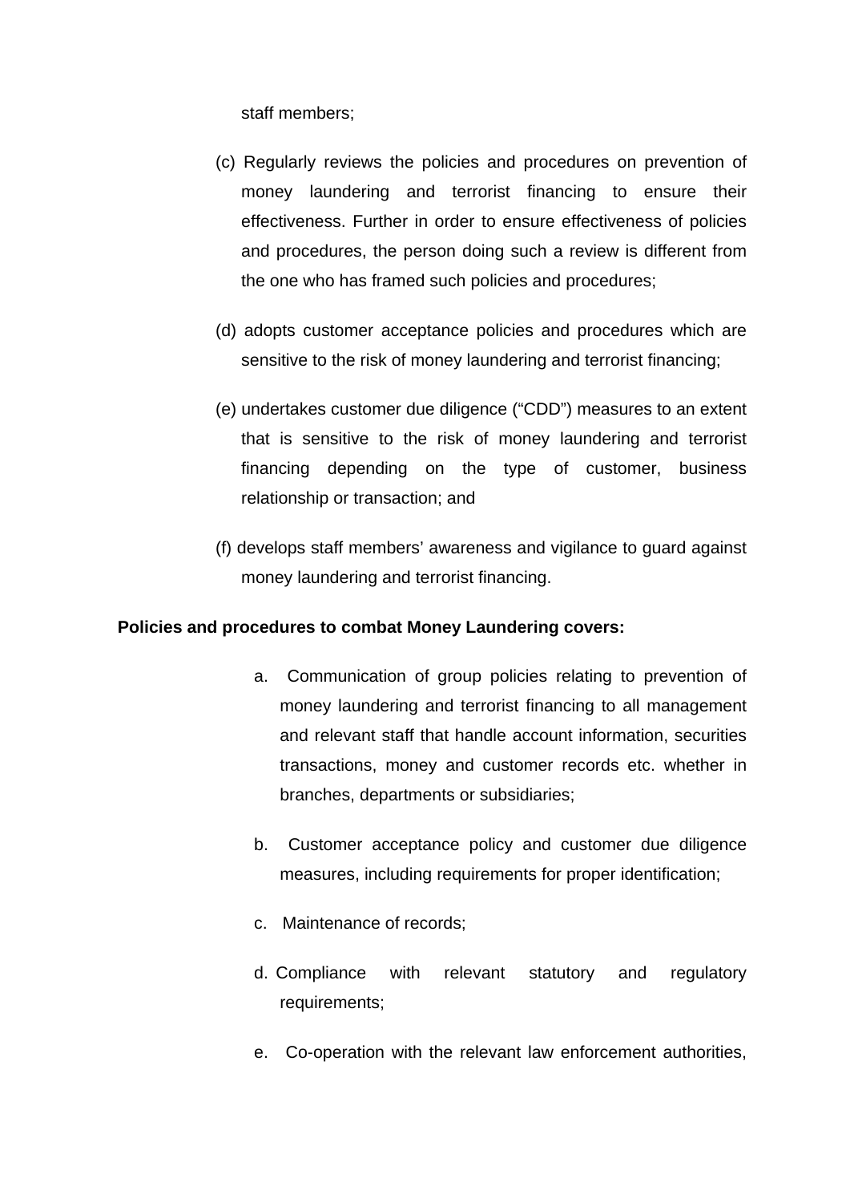staff members;

(c) Regularly reviews the policies and procedures on prevention of money laundering and terrorist financing to ensure their effectiveness. Further in order to ensure effectiveness of policies and procedures, the person doing such a review is different from the one who has framed such policies and procedures;

(d) adopts customer acceptance policies and procedures which are sensitive to the risk of money laundering and terrorist financing;

(e) undertakes customer due diligence ("CDD") measures to an extent that is sensitive to the risk of money laundering and terrorist financing depending on the type of customer, business relationship or transaction; and

(f) develops staff members' awareness and vigilance to guard against money laundering and terrorist financing.

**Policies and procedures to combat Money Laundering covers:**

a. Communication of group policies relating to prevention of money laundering and terrorist financing to all management and relevant staff that handle account information, securities transactions, money and customer records etc. whether in branches, departments or subsidiaries;

b. Customer acceptance policy and customer due diligence measures, including requirements for proper identification;

c. Maintenance of records;

d. Compliance with relevant statutory and regulatory requirements;

e. Co-operation with the relevant law enforcement authorities,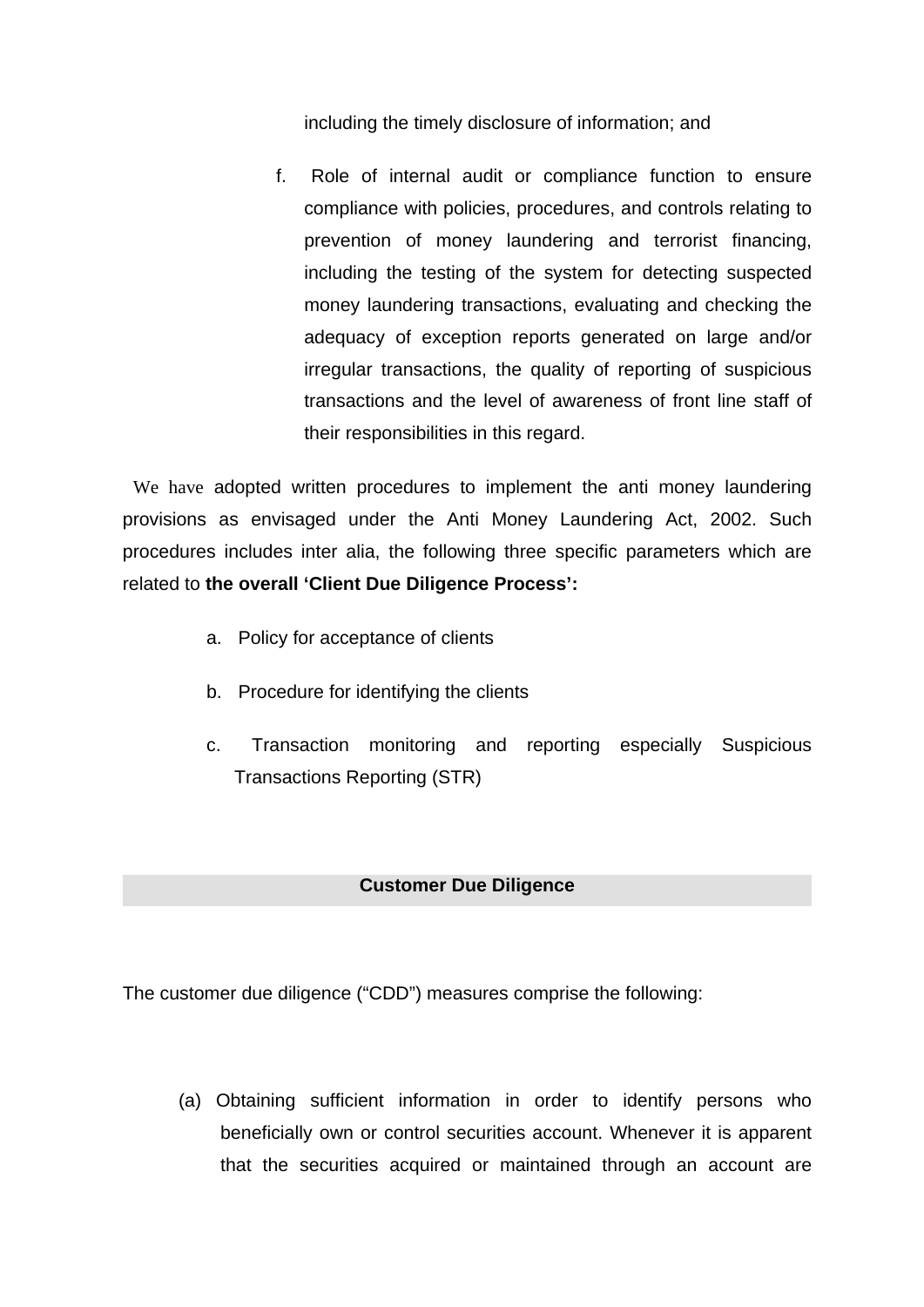including the timely disclosure of information; and

f. Role of internal audit or compliance function to ensure compliance with policies, procedures, and controls relating to prevention of money laundering and terrorist financing, including the testing of the system for detecting suspected money laundering transactions, evaluating and checking the adequacy of exception reports generated on large and/or irregular transactions, the quality of reporting of suspicious transactions and the level of awareness of front line staff of their responsibilities in this regard.

We have adopted written procedures to implement the anti money laundering provisions as envisaged under the Anti Money Laundering Act, 2002. Such procedures includes inter alia, the following three specific parameters which are related to **the overall 'Client Due Diligence Process':**

a. Policy for acceptance of clients

b. Procedure for identifying the clients

c. Transaction monitoring and reporting especially Suspicious Transactions Reporting (STR)

## Customer Due Diligence

The customer due diligence ("CDD") measures comprise the following:

(a) Obtaining sufficient information in order to identify persons who beneficially own or control securities account. Whenever it is apparent that the securities acquired or maintained through an account are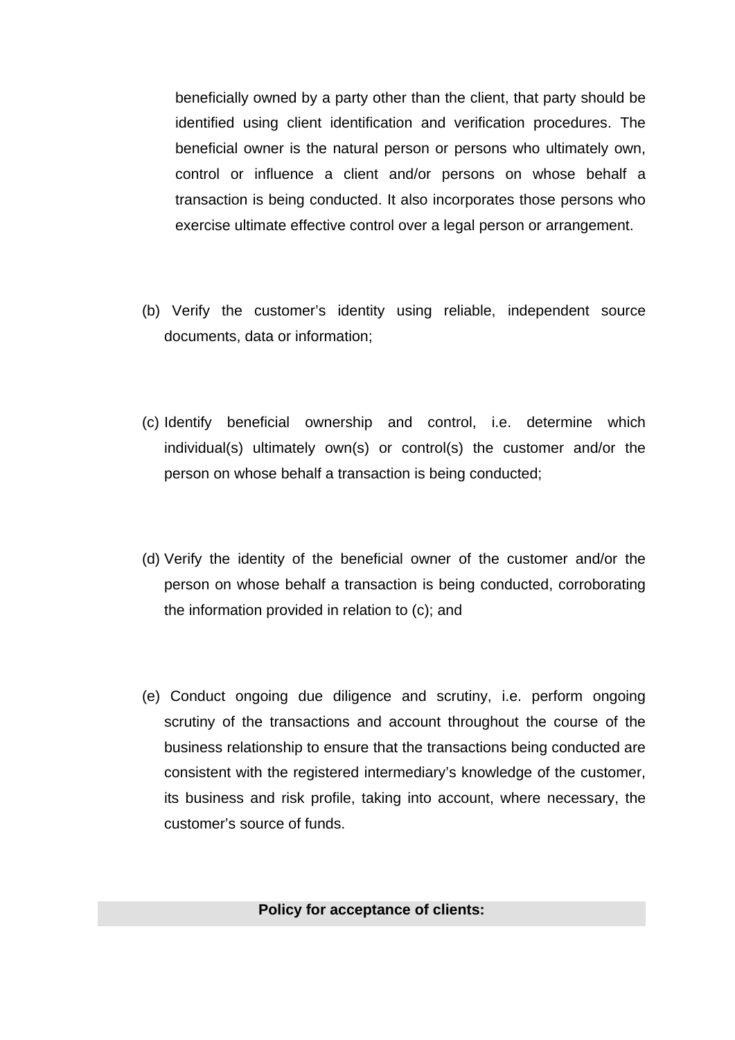beneficially owned by a party other than the client, that party should be identified using client identification and verification procedures. The beneficial owner is the natural person or persons who ultimately own, control or influence a client and/or persons on whose behalf a transaction is being conducted. It also incorporates those persons who exercise ultimate effective control over a legal person or arrangement.

(b) Verify the customer's identity using reliable, independent source documents, data or information;

(c) Identify beneficial ownership and control, i.e. determine which individual(s) ultimately own(s) or control(s) the customer and/or the person on whose behalf a transaction is being conducted;

(d) Verify the identity of the beneficial owner of the customer and/or the person on whose behalf a transaction is being conducted, corroborating the information provided in relation to (c); and

(e) Conduct ongoing due diligence and scrutiny, i.e. perform ongoing scrutiny of the transactions and account throughout the course of the business relationship to ensure that the transactions being conducted are consistent with the registered intermediary's knowledge of the customer, its business and risk profile, taking into account, where necessary, the customer's source of funds.

## Policy for acceptance of clients: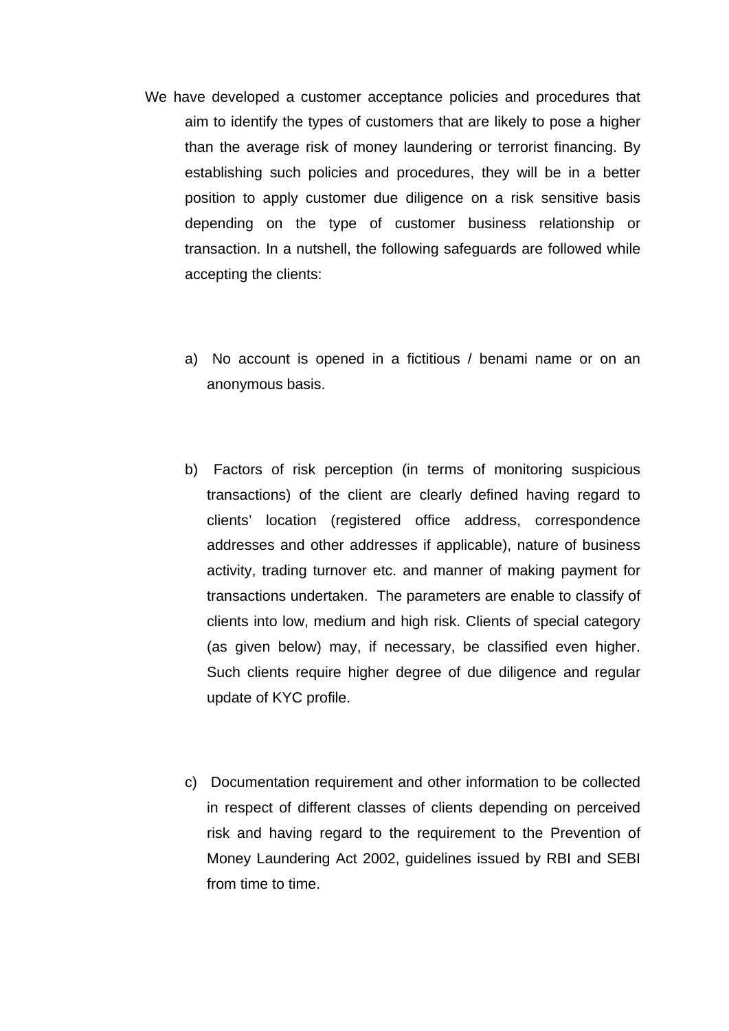We have developed a customer acceptance policies and procedures that aim to identify the types of customers that are likely to pose a higher than the average risk of money laundering or terrorist financing. By establishing such policies and procedures, they will be in a better position to apply customer due diligence on a risk sensitive basis depending on the type of customer business relationship or transaction. In a nutshell, the following safeguards are followed while accepting the clients:

a) No account is opened in a fictitious / benami name or on an anonymous basis.

b) Factors of risk perception (in terms of monitoring suspicious transactions) of the client are clearly defined having regard to clients' location (registered office address, correspondence addresses and other addresses if applicable), nature of business activity, trading turnover etc. and manner of making payment for transactions undertaken. The parameters are enable to classify of clients into low, medium and high risk. Clients of special category (as given below) may, if necessary, be classified even higher. Such clients require higher degree of due diligence and regular update of KYC profile.

c) Documentation requirement and other information to be collected in respect of different classes of clients depending on perceived risk and having regard to the requirement to the Prevention of Money Laundering Act 2002, guidelines issued by RBI and SEBI from time to time.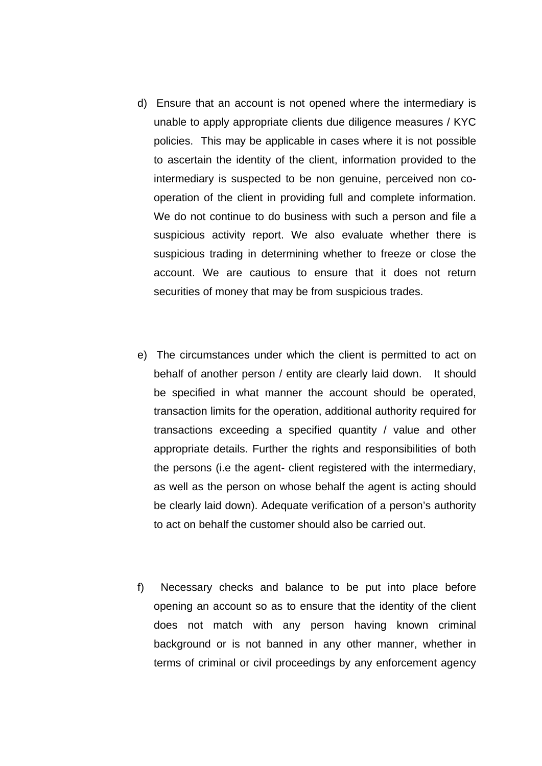d) Ensure that an account is not opened where the intermediary is unable to apply appropriate clients due diligence measures / KYC policies. This may be applicable in cases where it is not possible to ascertain the identity of the client, information provided to the intermediary is suspected to be non genuine, perceived non co-operation of the client in providing full and complete information. We do not continue to do business with such a person and file a suspicious activity report. We also evaluate whether there is suspicious trading in determining whether to freeze or close the account. We are cautious to ensure that it does not return securities of money that may be from suspicious trades.

e) The circumstances under which the client is permitted to act on behalf of another person / entity are clearly laid down. It should be specified in what manner the account should be operated, transaction limits for the operation, additional authority required for transactions exceeding a specified quantity / value and other appropriate details. Further the rights and responsibilities of both the persons (i.e the agent- client registered with the intermediary, as well as the person on whose behalf the agent is acting should be clearly laid down). Adequate verification of a person's authority to act on behalf the customer should also be carried out.

f) Necessary checks and balance to be put into place before opening an account so as to ensure that the identity of the client does not match with any person having known criminal background or is not banned in any other manner, whether in terms of criminal or civil proceedings by any enforcement agency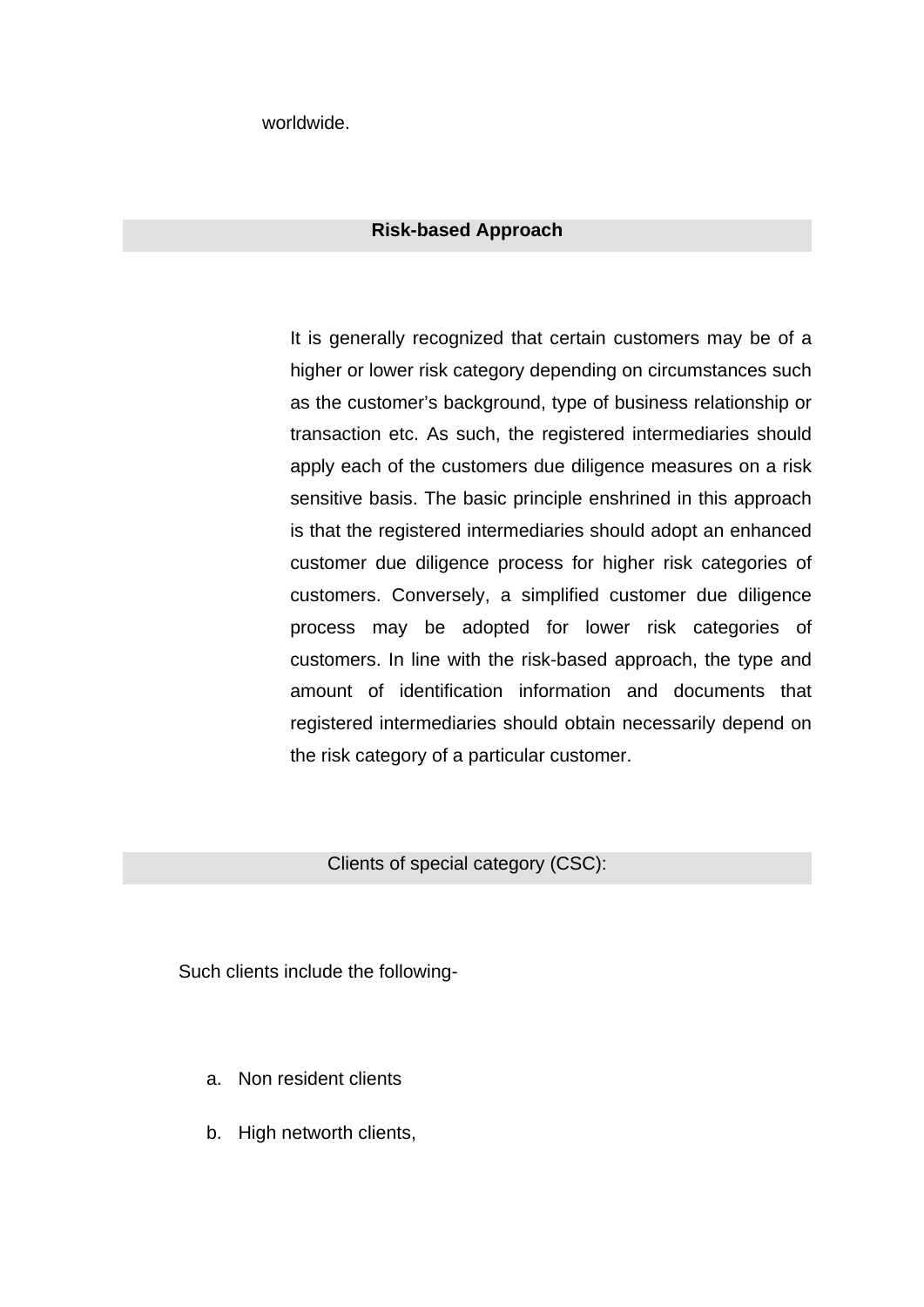worldwide.

## Risk-based Approach

It is generally recognized that certain customers may be of a higher or lower risk category depending on circumstances such as the customer’s background, type of business relationship or transaction etc. As such, the registered intermediaries should apply each of the customers due diligence measures on a risk sensitive basis. The basic principle enshrined in this approach is that the registered intermediaries should adopt an enhanced customer due diligence process for higher risk categories of customers. Conversely, a simplified customer due diligence process may be adopted for lower risk categories of customers. In line with the risk-based approach, the type and amount of identification information and documents that registered intermediaries should obtain necessarily depend on the risk category of a particular customer.

## Clients of special category (CSC):

Such clients include the following-

a. Non resident clients

b. High networth clients,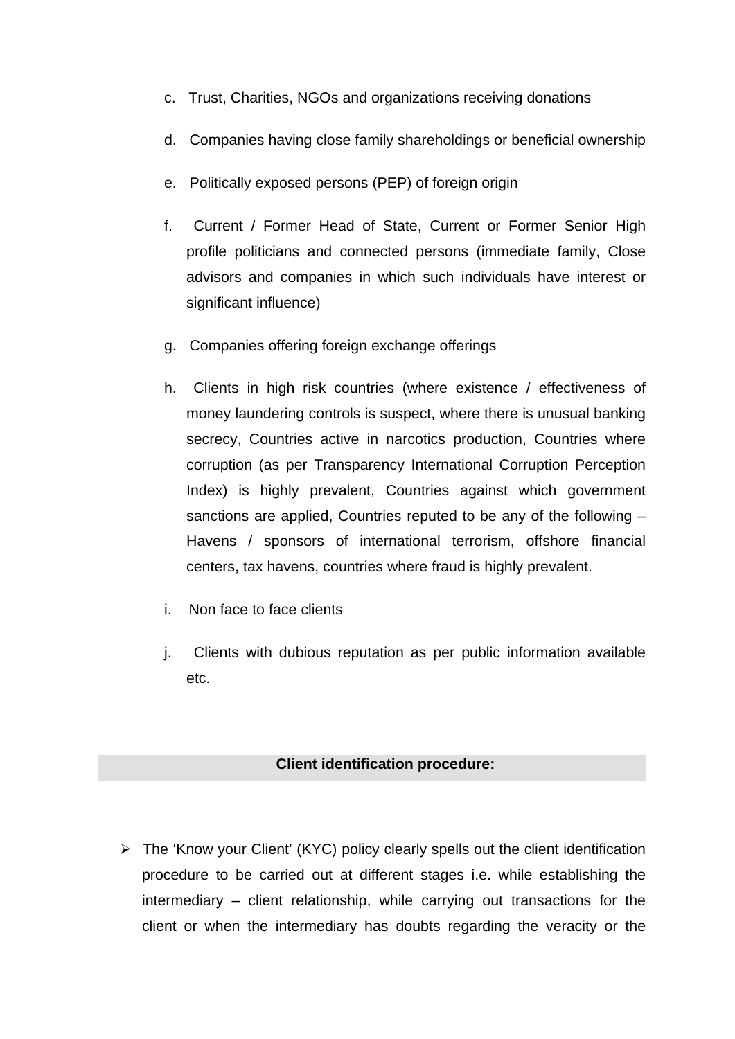c. Trust, Charities, NGOs and organizations receiving donations

d. Companies having close family shareholdings or beneficial ownership

e. Politically exposed persons (PEP) of foreign origin

f. Current / Former Head of State, Current or Former Senior High profile politicians and connected persons (immediate family, Close advisors and companies in which such individuals have interest or significant influence)

g. Companies offering foreign exchange offerings

h. Clients in high risk countries (where existence / effectiveness of money laundering controls is suspect, where there is unusual banking secrecy, Countries active in narcotics production, Countries where corruption (as per Transparency International Corruption Perception Index) is highly prevalent, Countries against which government sanctions are applied, Countries reputed to be any of the following – Havens / sponsors of international terrorism, offshore financial centers, tax havens, countries where fraud is highly prevalent.

i. Non face to face clients

j. Clients with dubious reputation as per public information available etc.

## Client identification procedure:

- The 'Know your Client' (KYC) policy clearly spells out the client identification procedure to be carried out at different stages i.e. while establishing the intermediary – client relationship, while carrying out transactions for the client or when the intermediary has doubts regarding the veracity or the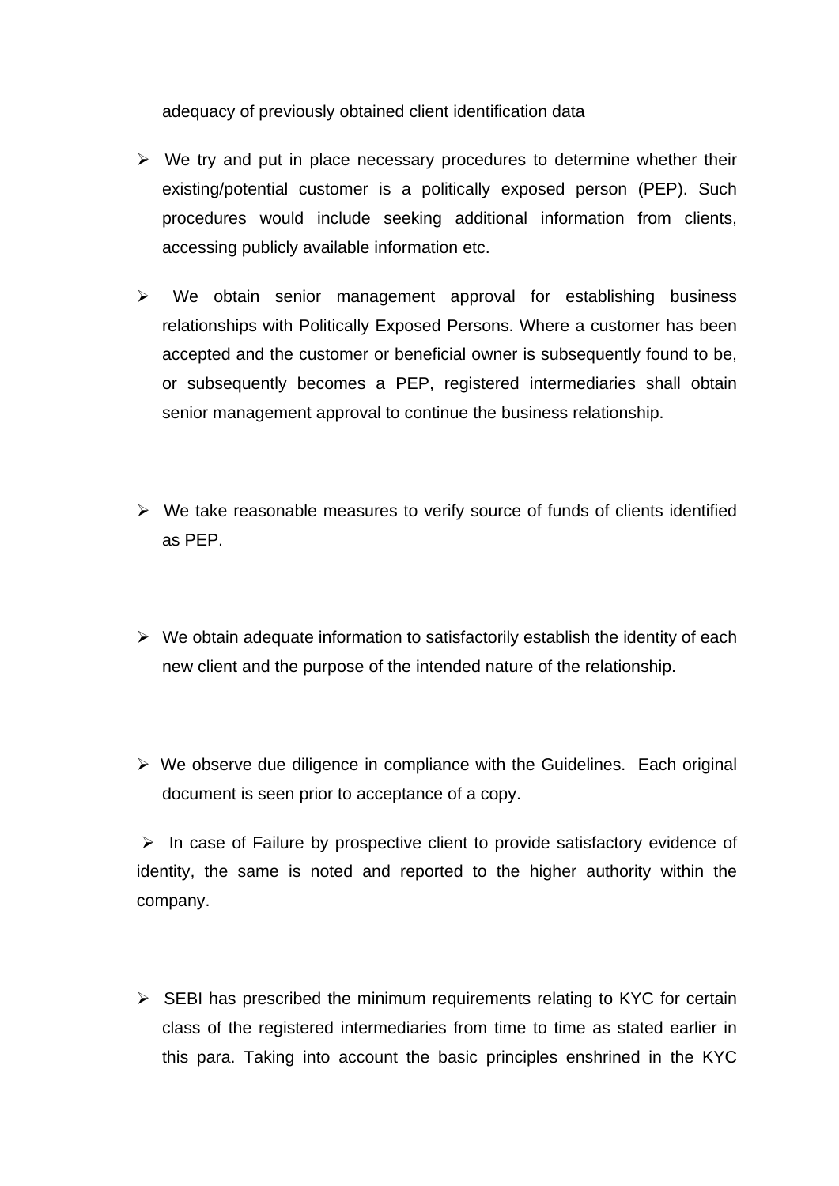adequacy of previously obtained client identification data

- We try and put in place necessary procedures to determine whether their existing/potential customer is a politically exposed person (PEP). Such procedures would include seeking additional information from clients, accessing publicly available information etc.

- We obtain senior management approval for establishing business relationships with Politically Exposed Persons. Where a customer has been accepted and the customer or beneficial owner is subsequently found to be, or subsequently becomes a PEP, registered intermediaries shall obtain senior management approval to continue the business relationship.

- We take reasonable measures to verify source of funds of clients identified as PEP.

- We obtain adequate information to satisfactorily establish the identity of each new client and the purpose of the intended nature of the relationship.

- We observe due diligence in compliance with the Guidelines. Each original document is seen prior to acceptance of a copy.

- In case of Failure by prospective client to provide satisfactory evidence of identity, the same is noted and reported to the higher authority within the company.

- SEBI has prescribed the minimum requirements relating to KYC for certain class of the registered intermediaries from time to time as stated earlier in this para. Taking into account the basic principles enshrined in the KYC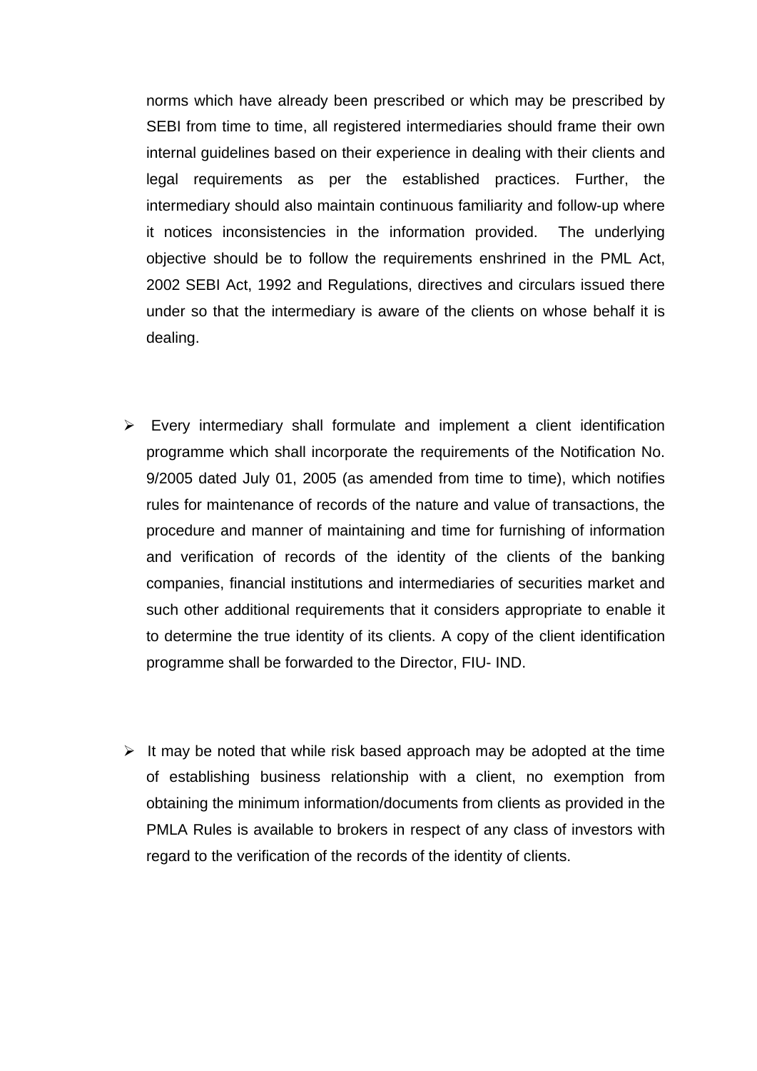norms which have already been prescribed or which may be prescribed by SEBI from time to time, all registered intermediaries should frame their own internal guidelines based on their experience in dealing with their clients and legal requirements as per the established practices. Further, the intermediary should also maintain continuous familiarity and follow-up where it notices inconsistencies in the information provided. The underlying objective should be to follow the requirements enshrined in the PML Act, 2002 SEBI Act, 1992 and Regulations, directives and circulars issued there under so that the intermediary is aware of the clients on whose behalf it is dealing.

- Every intermediary shall formulate and implement a client identification programme which shall incorporate the requirements of the Notification No. 9/2005 dated July 01, 2005 (as amended from time to time), which notifies rules for maintenance of records of the nature and value of transactions, the procedure and manner of maintaining and time for furnishing of information and verification of records of the identity of the clients of the banking companies, financial institutions and intermediaries of securities market and such other additional requirements that it considers appropriate to enable it to determine the true identity of its clients. A copy of the client identification programme shall be forwarded to the Director, FIU- IND.

- It may be noted that while risk based approach may be adopted at the time of establishing business relationship with a client, no exemption from obtaining the minimum information/documents from clients as provided in the PMLA Rules is available to brokers in respect of any class of investors with regard to the verification of the records of the identity of clients.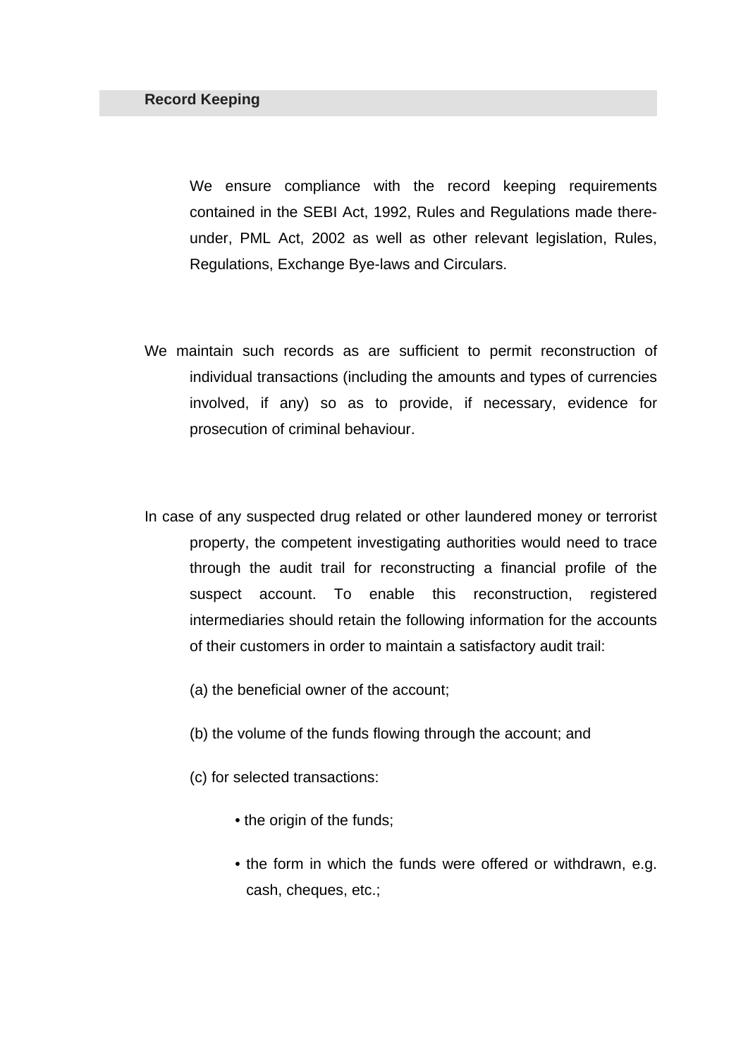## Record Keeping

We ensure compliance with the record keeping requirements contained in the SEBI Act, 1992, Rules and Regulations made there-under, PML Act, 2002 as well as other relevant legislation, Rules, Regulations, Exchange Bye-laws and Circulars.

We maintain such records as are sufficient to permit reconstruction of individual transactions (including the amounts and types of currencies involved, if any) so as to provide, if necessary, evidence for prosecution of criminal behaviour.

In case of any suspected drug related or other laundered money or terrorist property, the competent investigating authorities would need to trace through the audit trail for reconstructing a financial profile of the suspect account. To enable this reconstruction, registered intermediaries should retain the following information for the accounts of their customers in order to maintain a satisfactory audit trail:

(a) the beneficial owner of the account;

(b) the volume of the funds flowing through the account; and

(c) for selected transactions:

- the origin of the funds;
- the form in which the funds were offered or withdrawn, e.g. cash, cheques, etc.;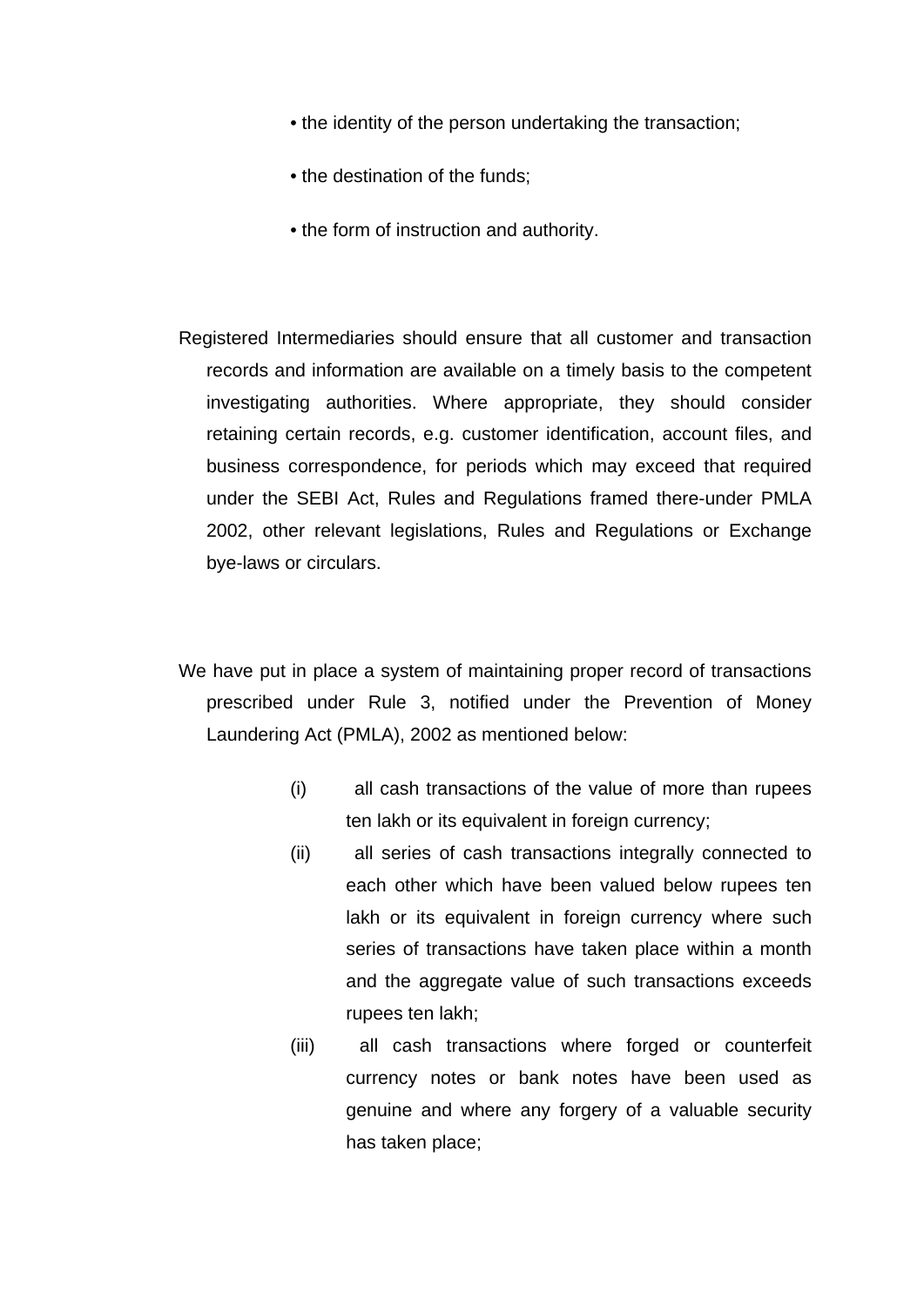- the identity of the person undertaking the transaction;
- the destination of the funds;
- the form of instruction and authority.

Registered Intermediaries should ensure that all customer and transaction records and information are available on a timely basis to the competent investigating authorities. Where appropriate, they should consider retaining certain records, e.g. customer identification, account files, and business correspondence, for periods which may exceed that required under the SEBI Act, Rules and Regulations framed there-under PMLA 2002, other relevant legislations, Rules and Regulations or Exchange bye-laws or circulars.

We have put in place a system of maintaining proper record of transactions prescribed under Rule 3, notified under the Prevention of Money Laundering Act (PMLA), 2002 as mentioned below:

(i) all cash transactions of the value of more than rupees ten lakh or its equivalent in foreign currency;

(ii) all series of cash transactions integrally connected to each other which have been valued below rupees ten lakh or its equivalent in foreign currency where such series of transactions have taken place within a month and the aggregate value of such transactions exceeds rupees ten lakh;

(iii) all cash transactions where forged or counterfeit currency notes or bank notes have been used as genuine and where any forgery of a valuable security has taken place;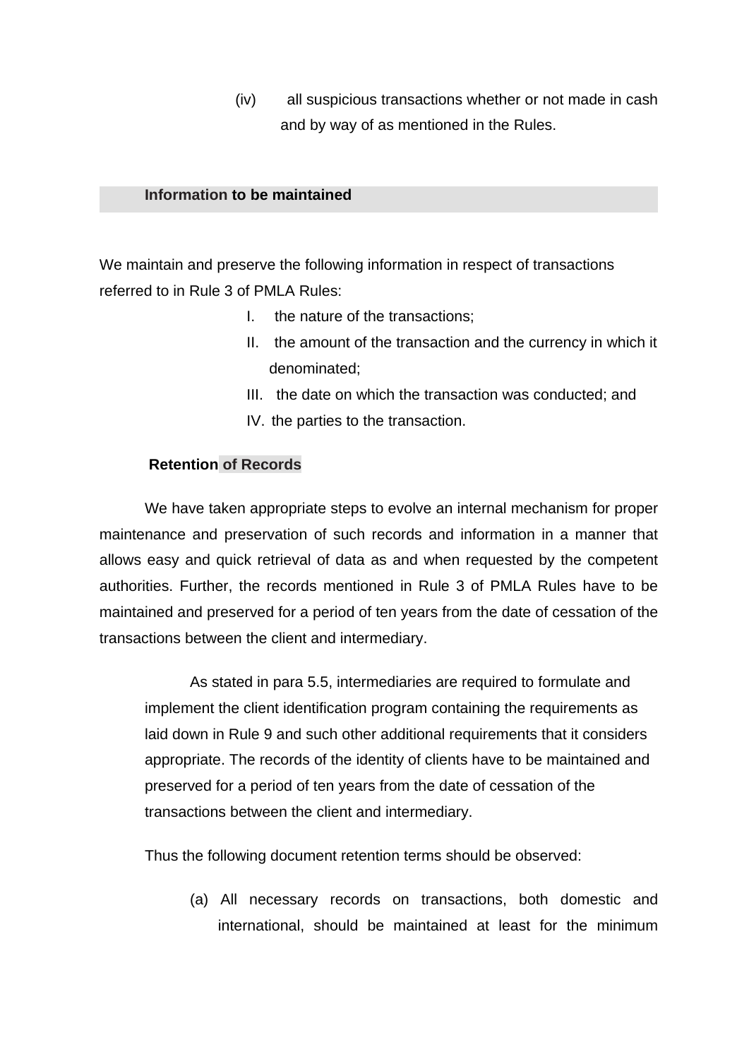(iv) all suspicious transactions whether or not made in cash and by way of as mentioned in the Rules.

## Information to be maintained

We maintain and preserve the following information in respect of transactions referred to in Rule 3 of PMLA Rules:

I. the nature of the transactions;
II. the amount of the transaction and the currency in which it denominated;
III. the date on which the transaction was conducted; and
IV. the parties to the transaction.

## Retention of Records

We have taken appropriate steps to evolve an internal mechanism for proper maintenance and preservation of such records and information in a manner that allows easy and quick retrieval of data as and when requested by the competent authorities. Further, the records mentioned in Rule 3 of PMLA Rules have to be maintained and preserved for a period of ten years from the date of cessation of the transactions between the client and intermediary.

As stated in para 5.5, intermediaries are required to formulate and implement the client identification program containing the requirements as laid down in Rule 9 and such other additional requirements that it considers appropriate. The records of the identity of clients have to be maintained and preserved for a period of ten years from the date of cessation of the transactions between the client and intermediary.

Thus the following document retention terms should be observed:

(a) All necessary records on transactions, both domestic and international, should be maintained at least for the minimum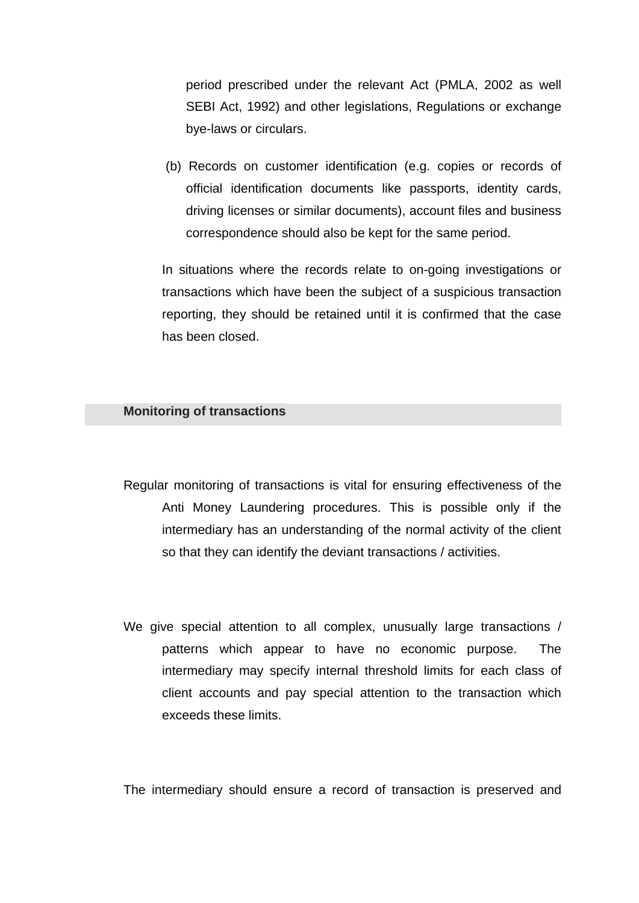period prescribed under the relevant Act (PMLA, 2002 as well SEBI Act, 1992) and other legislations, Regulations or exchange bye-laws or circulars.

(b) Records on customer identification (e.g. copies or records of official identification documents like passports, identity cards, driving licenses or similar documents), account files and business correspondence should also be kept for the same period.

In situations where the records relate to on-going investigations or transactions which have been the subject of a suspicious transaction reporting, they should be retained until it is confirmed that the case has been closed.

## Monitoring of transactions

Regular monitoring of transactions is vital for ensuring effectiveness of the Anti Money Laundering procedures. This is possible only if the intermediary has an understanding of the normal activity of the client so that they can identify the deviant transactions / activities.

We give special attention to all complex, unusually large transactions / patterns which appear to have no economic purpose. The intermediary may specify internal threshold limits for each class of client accounts and pay special attention to the transaction which exceeds these limits.

The intermediary should ensure a record of transaction is preserved and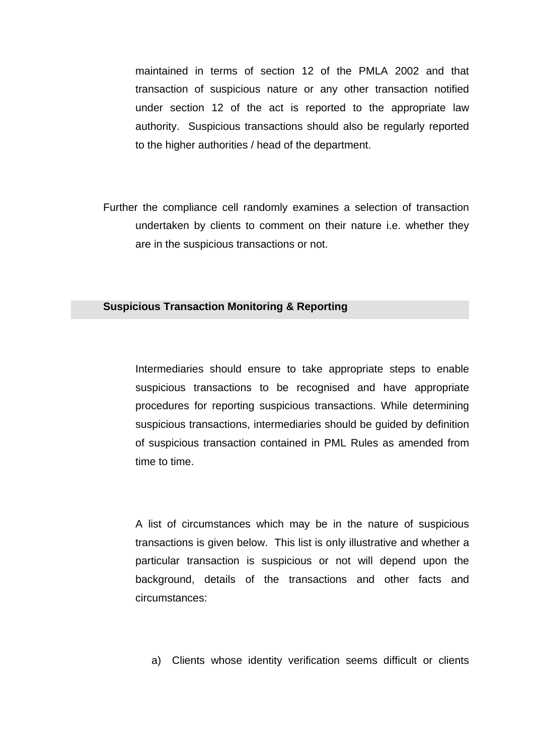maintained in terms of section 12 of the PMLA 2002 and that transaction of suspicious nature or any other transaction notified under section 12 of the act is reported to the appropriate law authority. Suspicious transactions should also be regularly reported to the higher authorities / head of the department.

Further the compliance cell randomly examines a selection of transaction undertaken by clients to comment on their nature i.e. whether they are in the suspicious transactions or not.

## Suspicious Transaction Monitoring & Reporting

Intermediaries should ensure to take appropriate steps to enable suspicious transactions to be recognised and have appropriate procedures for reporting suspicious transactions. While determining suspicious transactions, intermediaries should be guided by definition of suspicious transaction contained in PML Rules as amended from time to time.

A list of circumstances which may be in the nature of suspicious transactions is given below. This list is only illustrative and whether a particular transaction is suspicious or not will depend upon the background, details of the transactions and other facts and circumstances:

a) Clients whose identity verification seems difficult or clients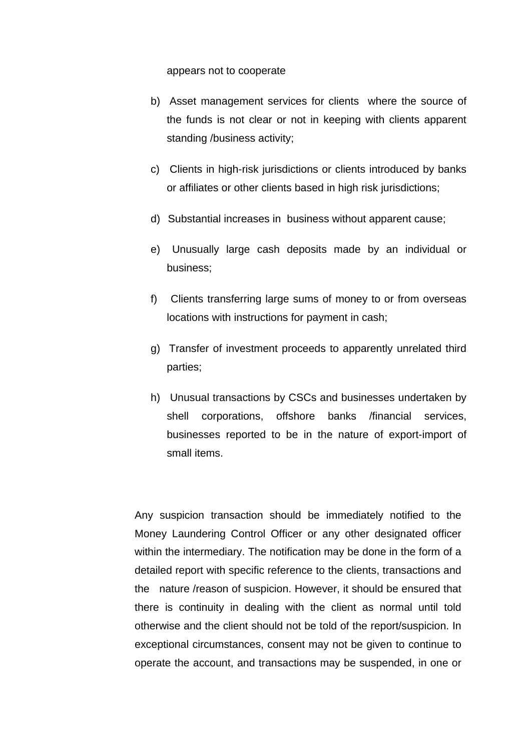appears not to cooperate

b) Asset management services for clients where the source of the funds is not clear or not in keeping with clients apparent standing /business activity;

c) Clients in high-risk jurisdictions or clients introduced by banks or affiliates or other clients based in high risk jurisdictions;

d) Substantial increases in business without apparent cause;

e) Unusually large cash deposits made by an individual or business;

f) Clients transferring large sums of money to or from overseas locations with instructions for payment in cash;

g) Transfer of investment proceeds to apparently unrelated third parties;

h) Unusual transactions by CSCs and businesses undertaken by shell corporations, offshore banks /financial services, businesses reported to be in the nature of export-import of small items.

Any suspicion transaction should be immediately notified to the Money Laundering Control Officer or any other designated officer within the intermediary. The notification may be done in the form of a detailed report with specific reference to the clients, transactions and the nature /reason of suspicion. However, it should be ensured that there is continuity in dealing with the client as normal until told otherwise and the client should not be told of the report/suspicion. In exceptional circumstances, consent may not be given to continue to operate the account, and transactions may be suspended, in one or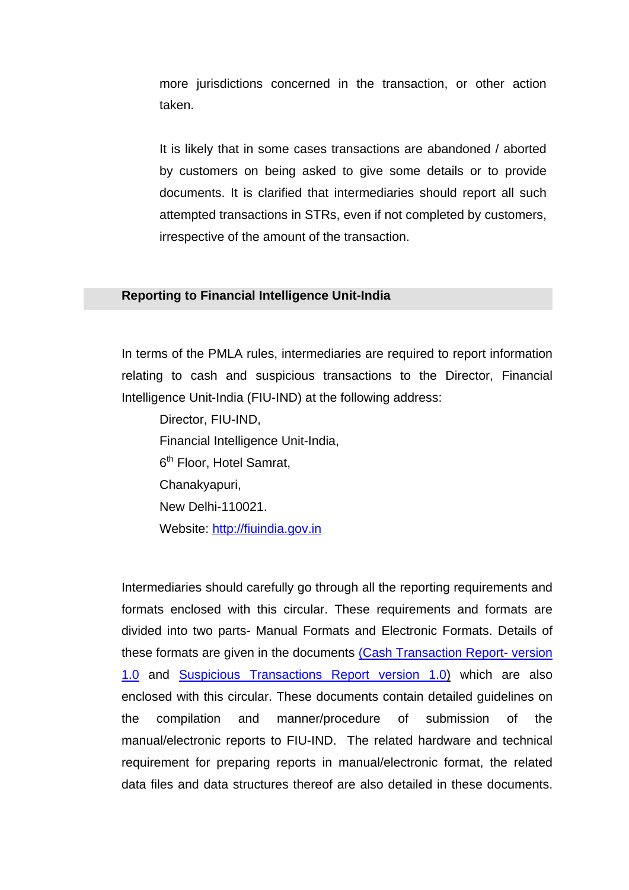more jurisdictions concerned in the transaction, or other action taken.

It is likely that in some cases transactions are abandoned / aborted by customers on being asked to give some details or to provide documents. It is clarified that intermediaries should report all such attempted transactions in STRs, even if not completed by customers, irrespective of the amount of the transaction.

## Reporting to Financial Intelligence Unit-India

In terms of the PMLA rules, intermediaries are required to report information relating to cash and suspicious transactions to the Director, Financial Intelligence Unit-India (FIU-IND) at the following address:

Director, FIU-IND,
Financial Intelligence Unit-India,
6th Floor, Hotel Samrat,
Chanakyapuri,
New Delhi-110021.
Website: http://fiuindia.gov.in

Intermediaries should carefully go through all the reporting requirements and formats enclosed with this circular. These requirements and formats are divided into two parts- Manual Formats and Electronic Formats. Details of these formats are given in the documents (Cash Transaction Report- version 1.0 and Suspicious Transactions Report version 1.0) which are also enclosed with this circular. These documents contain detailed guidelines on the compilation and manner/procedure of submission of the manual/electronic reports to FIU-IND. The related hardware and technical requirement for preparing reports in manual/electronic format, the related data files and data structures thereof are also detailed in these documents.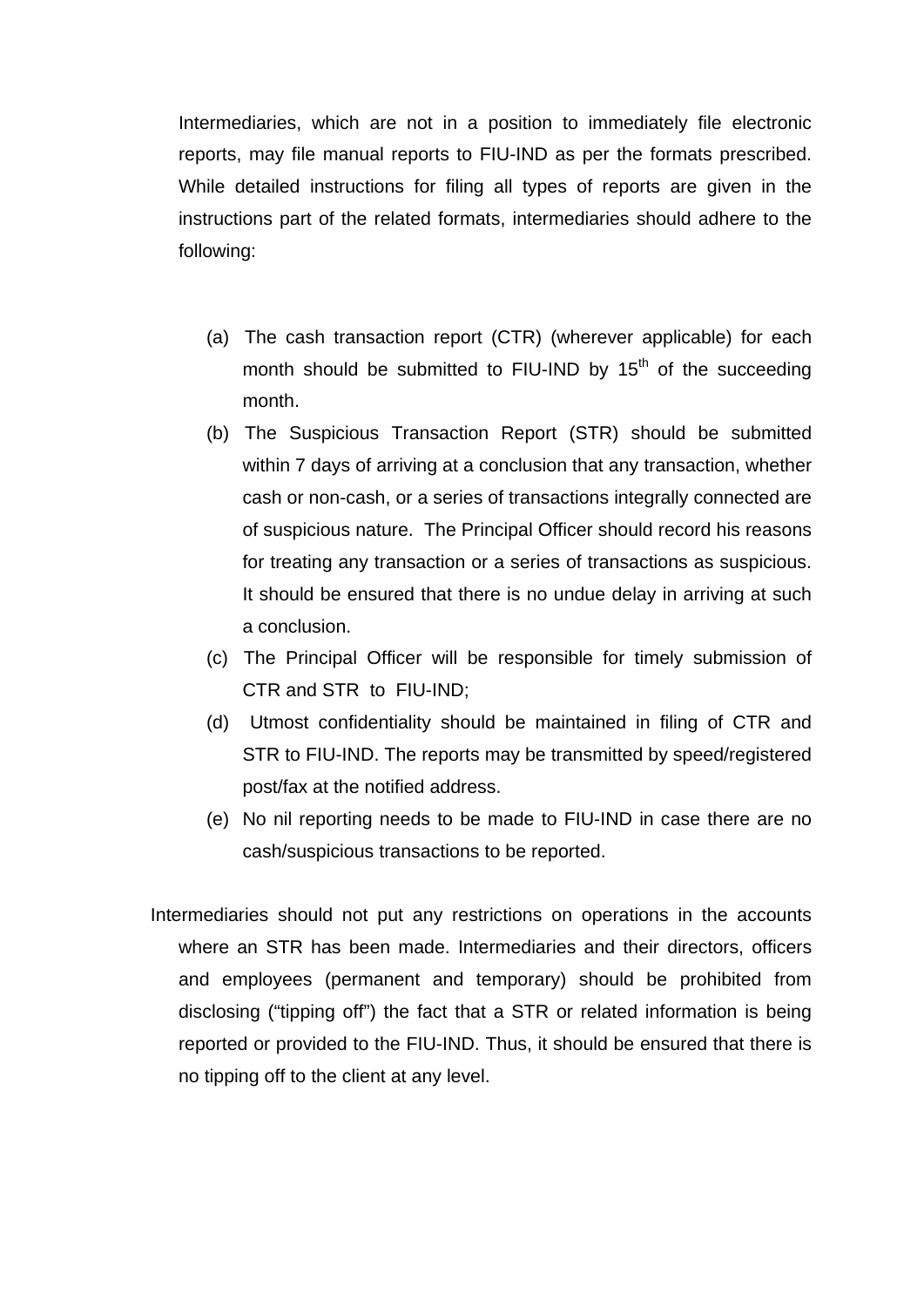Intermediaries, which are not in a position to immediately file electronic reports, may file manual reports to FIU-IND as per the formats prescribed. While detailed instructions for filing all types of reports are given in the instructions part of the related formats, intermediaries should adhere to the following:

(a) The cash transaction report (CTR) (wherever applicable) for each month should be submitted to FIU-IND by 15th of the succeeding month.

(b) The Suspicious Transaction Report (STR) should be submitted within 7 days of arriving at a conclusion that any transaction, whether cash or non-cash, or a series of transactions integrally connected are of suspicious nature. The Principal Officer should record his reasons for treating any transaction or a series of transactions as suspicious. It should be ensured that there is no undue delay in arriving at such a conclusion.

(c) The Principal Officer will be responsible for timely submission of CTR and STR to FIU-IND;

(d) Utmost confidentiality should be maintained in filing of CTR and STR to FIU-IND. The reports may be transmitted by speed/registered post/fax at the notified address.

(e) No nil reporting needs to be made to FIU-IND in case there are no cash/suspicious transactions to be reported.

Intermediaries should not put any restrictions on operations in the accounts where an STR has been made. Intermediaries and their directors, officers and employees (permanent and temporary) should be prohibited from disclosing ("tipping off") the fact that a STR or related information is being reported or provided to the FIU-IND. Thus, it should be ensured that there is no tipping off to the client at any level.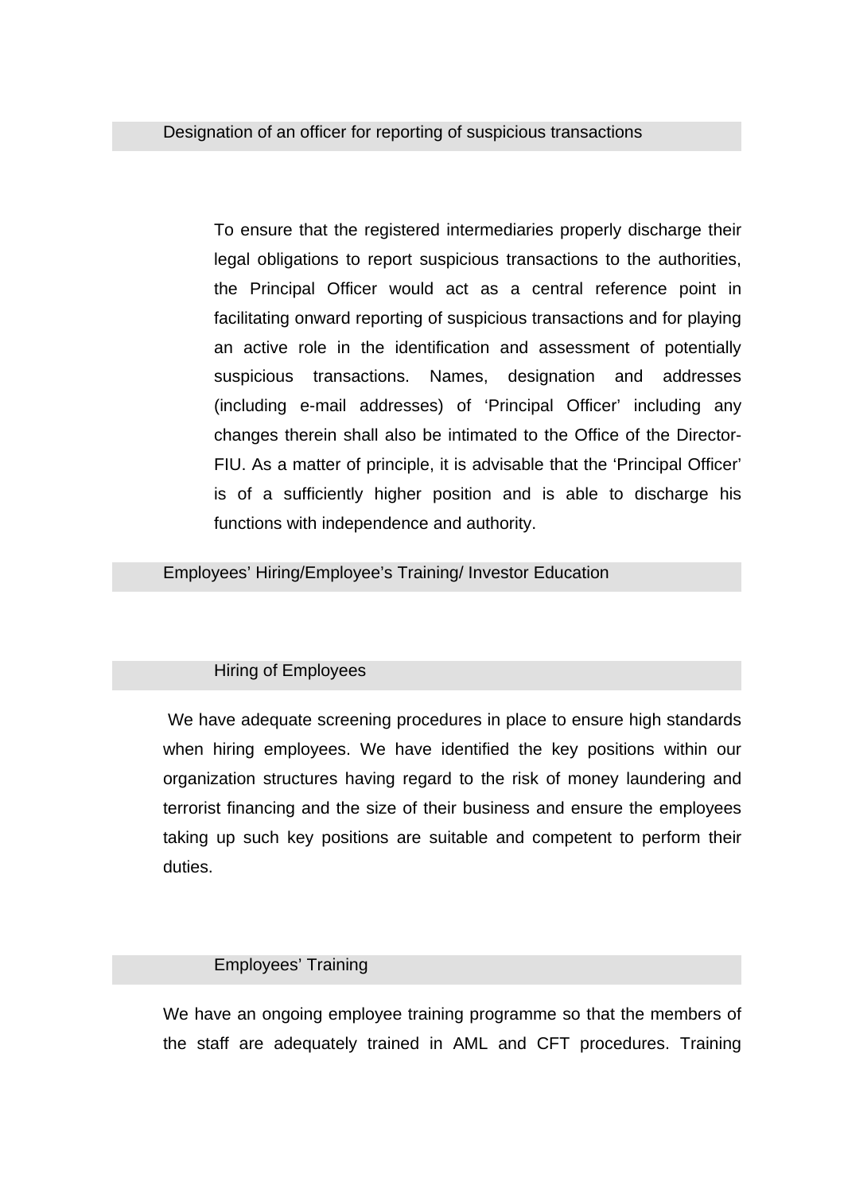## Designation of an officer for reporting of suspicious transactions

To ensure that the registered intermediaries properly discharge their legal obligations to report suspicious transactions to the authorities, the Principal Officer would act as a central reference point in facilitating onward reporting of suspicious transactions and for playing an active role in the identification and assessment of potentially suspicious transactions. Names, designation and addresses (including e-mail addresses) of 'Principal Officer' including any changes therein shall also be intimated to the Office of the Director-FIU. As a matter of principle, it is advisable that the 'Principal Officer' is of a sufficiently higher position and is able to discharge his functions with independence and authority.

## Employees' Hiring/Employee's Training/ Investor Education

### Hiring of Employees

We have adequate screening procedures in place to ensure high standards when hiring employees. We have identified the key positions within our organization structures having regard to the risk of money laundering and terrorist financing and the size of their business and ensure the employees taking up such key positions are suitable and competent to perform their duties.

### Employees' Training

We have an ongoing employee training programme so that the members of the staff are adequately trained in AML and CFT procedures. Training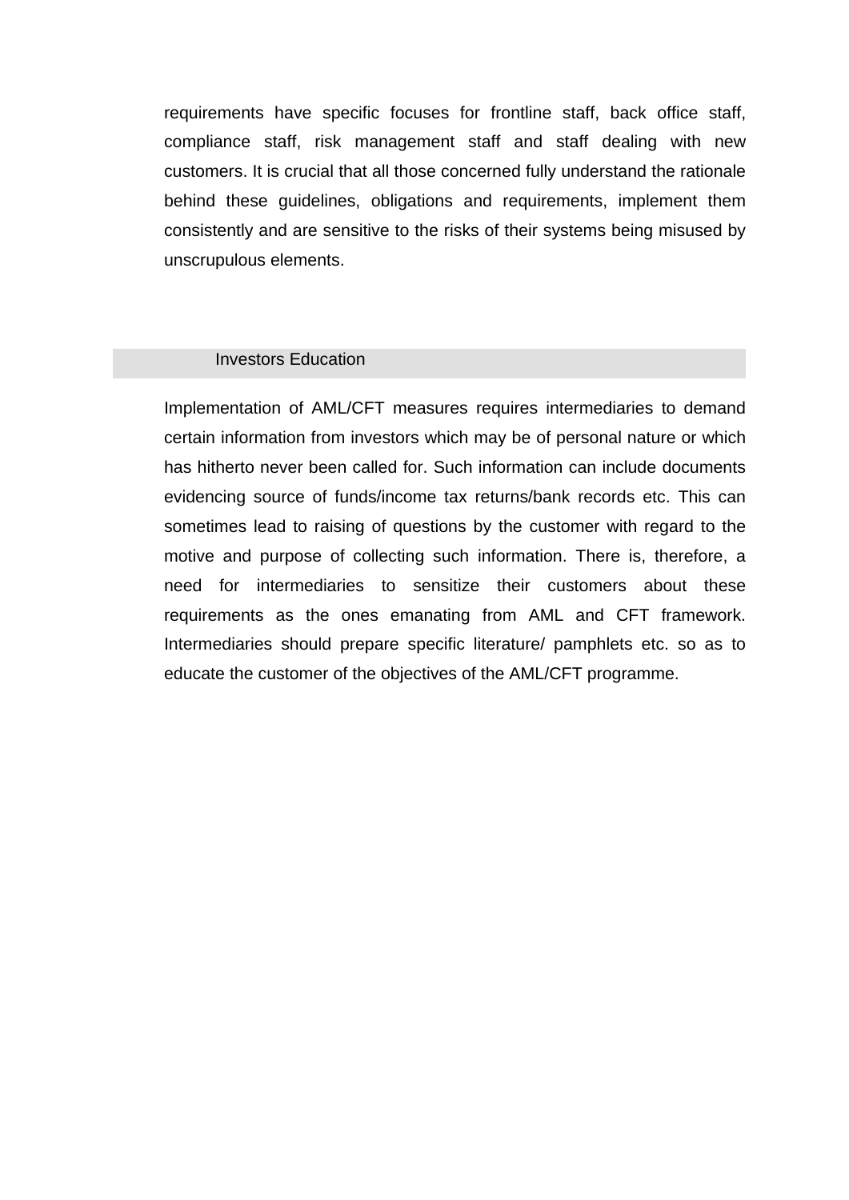requirements have specific focuses for frontline staff, back office staff, compliance staff, risk management staff and staff dealing with new customers. It is crucial that all those concerned fully understand the rationale behind these guidelines, obligations and requirements, implement them consistently and are sensitive to the risks of their systems being misused by unscrupulous elements.

## Investors Education

Implementation of AML/CFT measures requires intermediaries to demand certain information from investors which may be of personal nature or which has hitherto never been called for. Such information can include documents evidencing source of funds/income tax returns/bank records etc. This can sometimes lead to raising of questions by the customer with regard to the motive and purpose of collecting such information. There is, therefore, a need for intermediaries to sensitize their customers about these requirements as the ones emanating from AML and CFT framework. Intermediaries should prepare specific literature/ pamphlets etc. so as to educate the customer of the objectives of the AML/CFT programme.